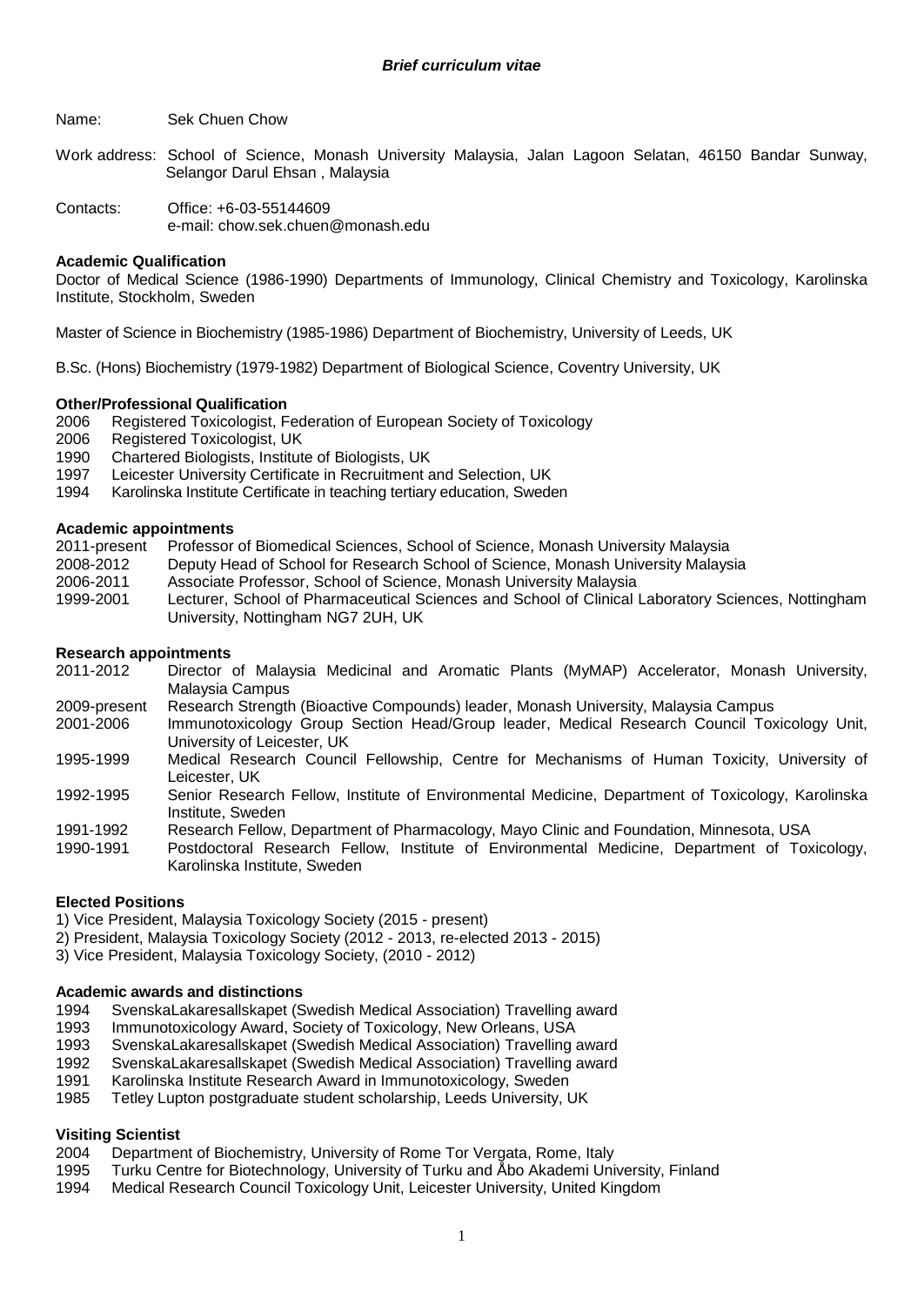***Brief curriculum vitae***

Name: Sek Chuen Chow

Work address: School of Science, Monash University Malaysia, Jalan Lagoon Selatan, 46150 Bandar Sunway, Selangor Darul Ehsan , Malaysia

Contacts: Office: +6-03-55144609
e-mail: chow.sek.chuen@monash.edu

**Academic Qualification**

Doctor of Medical Science (1986-1990) Departments of Immunology, Clinical Chemistry and Toxicology, Karolinska Institute, Stockholm, Sweden

Master of Science in Biochemistry (1985-1986) Department of Biochemistry, University of Leeds, UK

B.Sc. (Hons) Biochemistry (1979-1982) Department of Biological Science, Coventry University, UK

**Other/Professional Qualification**

2006 Registered Toxicologist, Federation of European Society of Toxicology
2006 Registered Toxicologist, UK
1990 Chartered Biologists, Institute of Biologists, UK
1997 Leicester University Certificate in Recruitment and Selection, UK
1994 Karolinska Institute Certificate in teaching tertiary education, Sweden

**Academic appointments**

2011-present Professor of Biomedical Sciences, School of Science, Monash University Malaysia
2008-2012 Deputy Head of School for Research School of Science, Monash University Malaysia
2006-2011 Associate Professor, School of Science, Monash University Malaysia
1999-2001 Lecturer, School of Pharmaceutical Sciences and School of Clinical Laboratory Sciences, Nottingham University, Nottingham NG7 2UH, UK

**Research appointments**

2011-2012 Director of Malaysia Medicinal and Aromatic Plants (MyMAP) Accelerator, Monash University, Malaysia Campus
2009-present Research Strength (Bioactive Compounds) leader, Monash University, Malaysia Campus
2001-2006 Immunotoxicology Group Section Head/Group leader, Medical Research Council Toxicology Unit, University of Leicester, UK
1995-1999 Medical Research Council Fellowship, Centre for Mechanisms of Human Toxicity, University of Leicester, UK
1992-1995 Senior Research Fellow, Institute of Environmental Medicine, Department of Toxicology, Karolinska Institute, Sweden
1991-1992 Research Fellow, Department of Pharmacology, Mayo Clinic and Foundation, Minnesota, USA
1990-1991 Postdoctoral Research Fellow, Institute of Environmental Medicine, Department of Toxicology, Karolinska Institute, Sweden

**Elected Positions**

1) Vice President, Malaysia Toxicology Society (2015 - present)
2) President, Malaysia Toxicology Society (2012 - 2013, re-elected 2013 - 2015)
3) Vice President, Malaysia Toxicology Society, (2010 - 2012)

**Academic awards and distinctions**

1994 SvenskaLakaresallskapet (Swedish Medical Association) Travelling award
1993 Immunotoxicology Award, Society of Toxicology, New Orleans, USA
1993 SvenskaLakaresallskapet (Swedish Medical Association) Travelling award
1992 SvenskaLakaresallskapet (Swedish Medical Association) Travelling award
1991 Karolinska Institute Research Award in Immunotoxicology, Sweden
1985 Tetley Lupton postgraduate student scholarship, Leeds University, UK

**Visiting Scientist**

2004 Department of Biochemistry, University of Rome Tor Vergata, Rome, Italy
1995 Turku Centre for Biotechnology, University of Turku and Åbo Akademi University, Finland
1994 Medical Research Council Toxicology Unit, Leicester University, United Kingdom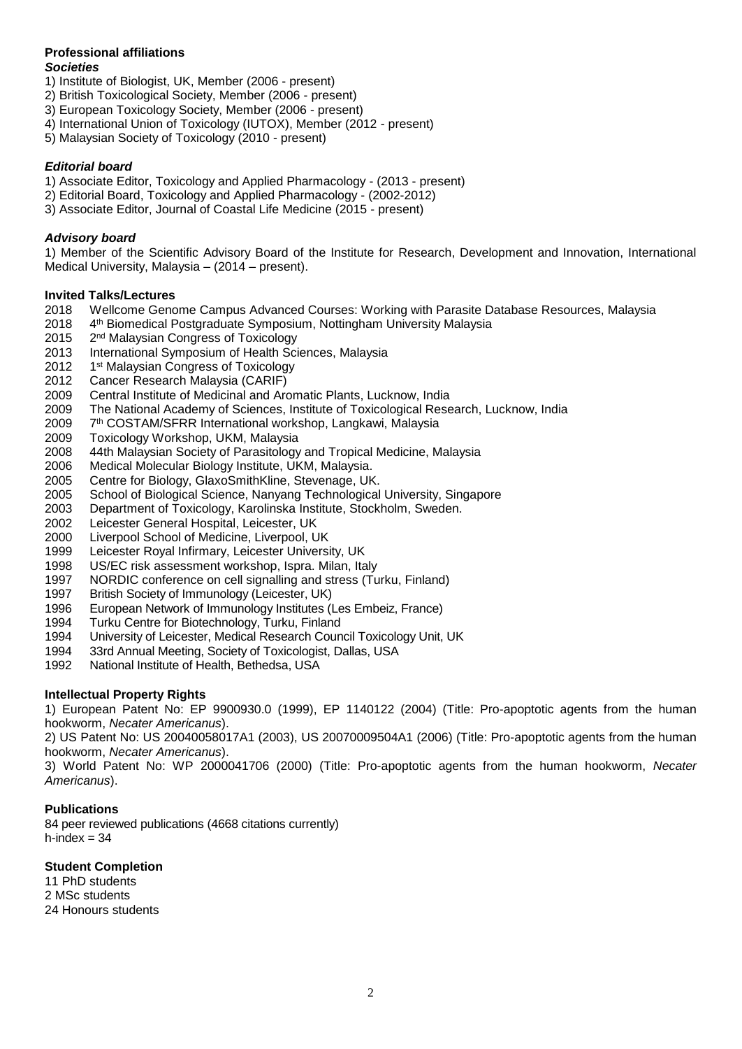## Professional affiliations

### *Societies*

1) Institute of Biologist, UK, Member (2006 - present)
2) British Toxicological Society, Member (2006 - present)
3) European Toxicology Society, Member (2006 - present)
4) International Union of Toxicology (IUTOX), Member (2012 - present)
5) Malaysian Society of Toxicology (2010 - present)

### *Editorial board*

1) Associate Editor, Toxicology and Applied Pharmacology - (2013 - present)
2) Editorial Board, Toxicology and Applied Pharmacology - (2002-2012)
3) Associate Editor, Journal of Coastal Life Medicine (2015 - present)

### *Advisory board*

1) Member of the Scientific Advisory Board of the Institute for Research, Development and Innovation, International Medical University, Malaysia – (2014 – present).

## Invited Talks/Lectures

2018 Wellcome Genome Campus Advanced Courses: Working with Parasite Database Resources, Malaysia
2018 4th Biomedical Postgraduate Symposium, Nottingham University Malaysia
2015 2nd Malaysian Congress of Toxicology
2013 International Symposium of Health Sciences, Malaysia
2012 1st Malaysian Congress of Toxicology
2012 Cancer Research Malaysia (CARIF)
2009 Central Institute of Medicinal and Aromatic Plants, Lucknow, India
2009 The National Academy of Sciences, Institute of Toxicological Research, Lucknow, India
2009 7th COSTAM/SFRR International workshop, Langkawi, Malaysia
2009 Toxicology Workshop, UKM, Malaysia
2008 44th Malaysian Society of Parasitology and Tropical Medicine, Malaysia
2006 Medical Molecular Biology Institute, UKM, Malaysia.
2005 Centre for Biology, GlaxoSmithKline, Stevenage, UK.
2005 School of Biological Science, Nanyang Technological University, Singapore
2003 Department of Toxicology, Karolinska Institute, Stockholm, Sweden.
2002 Leicester General Hospital, Leicester, UK
2000 Liverpool School of Medicine, Liverpool, UK
1999 Leicester Royal Infirmary, Leicester University, UK
1998 US/EC risk assessment workshop, Ispra. Milan, Italy
1997 NORDIC conference on cell signalling and stress (Turku, Finland)
1997 British Society of Immunology (Leicester, UK)
1996 European Network of Immunology Institutes (Les Embeiz, France)
1994 Turku Centre for Biotechnology, Turku, Finland
1994 University of Leicester, Medical Research Council Toxicology Unit, UK
1994 33rd Annual Meeting, Society of Toxicologist, Dallas, USA
1992 National Institute of Health, Bethedsa, USA

## Intellectual Property Rights

1) European Patent No: EP 9900930.0 (1999), EP 1140122 (2004) (Title: Pro-apoptotic agents from the human hookworm, *Necater Americanus*).
2) US Patent No: US 20040058017A1 (2003), US 20070009504A1 (2006) (Title: Pro-apoptotic agents from the human hookworm, *Necater Americanus*).
3) World Patent No: WP 2000041706 (2000) (Title: Pro-apoptotic agents from the human hookworm, *Necater Americanus*).

## Publications

84 peer reviewed publications (4668 citations currently)
h-index = 34

## Student Completion

11 PhD students
2 MSc students
24 Honours students